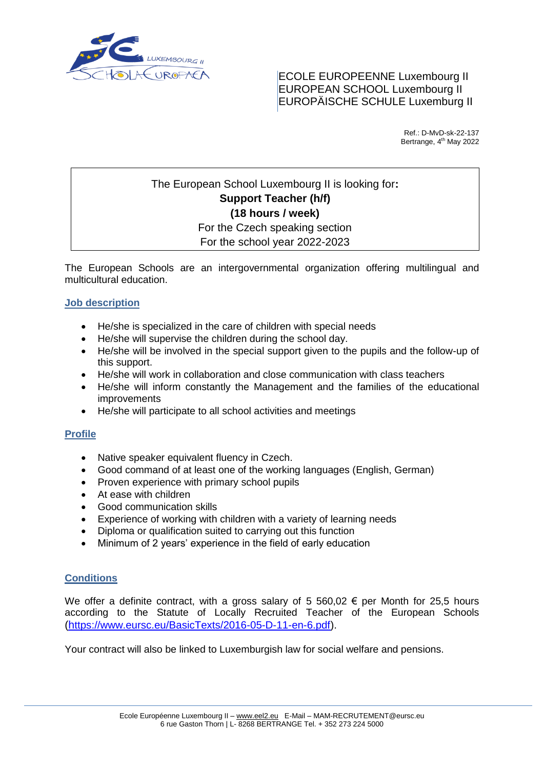ECOLE EUROPEENNE Luxembourg II
EUROPEAN SCHOOL Luxembourg II
EUROPÄISCHE SCHULE Luxemburg II

Ref.: D-MvD-sk-22-137
Bertrange, 4th May 2022

The European School Luxembourg II is looking for**:**
**Support Teacher (h/f)**
**(18 hours / week)**
For the Czech speaking section
For the school year 2022-2023

The European Schools are an intergovernmental organization offering multilingual and multicultural education.

## Job description

- He/she is specialized in the care of children with special needs
- He/she will supervise the children during the school day.
- He/she will be involved in the special support given to the pupils and the follow-up of this support.
- He/she will work in collaboration and close communication with class teachers
- He/she will inform constantly the Management and the families of the educational improvements
- He/she will participate to all school activities and meetings

## Profile

- Native speaker equivalent fluency in Czech.
- Good command of at least one of the working languages (English, German)
- Proven experience with primary school pupils
- At ease with children
- Good communication skills
- Experience of working with children with a variety of learning needs
- Diploma or qualification suited to carrying out this function
- Minimum of 2 years' experience in the field of early education

## Conditions

We offer a definite contract, with a gross salary of 5 560,02 € per Month for 25,5 hours according to the Statute of Locally Recruited Teacher of the European Schools (https://www.eursc.eu/BasicTexts/2016-05-D-11-en-6.pdf).

Your contract will also be linked to Luxemburgish law for social welfare and pensions.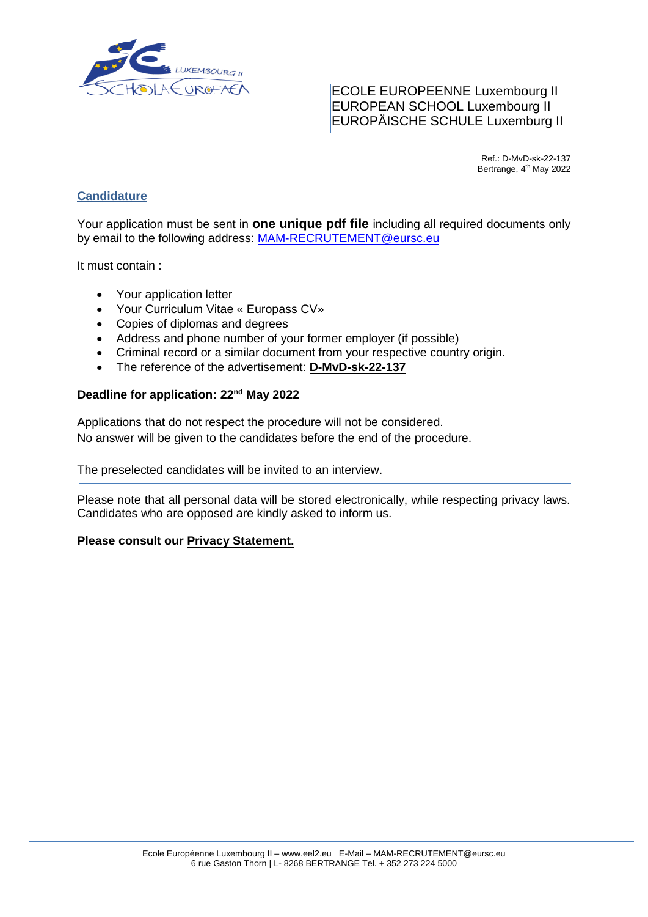ECOLE EUROPEENNE Luxembourg II
EUROPEAN SCHOOL Luxembourg II
EUROPÄISCHE SCHULE Luxemburg II

Ref.: D-MvD-sk-22-137
Bertrange, 4th May 2022

## Candidature

Your application must be sent in **one unique pdf file** including all required documents only by email to the following address: MAM-RECRUTEMENT@eursc.eu

It must contain :

- Your application letter
- Your Curriculum Vitae « Europass CV»
- Copies of diplomas and degrees
- Address and phone number of your former employer (if possible)
- Criminal record or a similar document from your respective country origin.
- The reference of the advertisement: **D-MvD-sk-22-137**

**Deadline for application: 22nd May 2022**

Applications that do not respect the procedure will not be considered.
No answer will be given to the candidates before the end of the procedure.

The preselected candidates will be invited to an interview.

---

Please note that all personal data will be stored electronically, while respecting privacy laws. Candidates who are opposed are kindly asked to inform us.

**Please consult our Privacy Statement.**

Ecole Européenne Luxembourg II – www.eel2.eu E-Mail – MAM-RECRUTEMENT@eursc.eu
6 rue Gaston Thorn | L- 8268 BERTRANGE Tel. + 352 273 224 5000